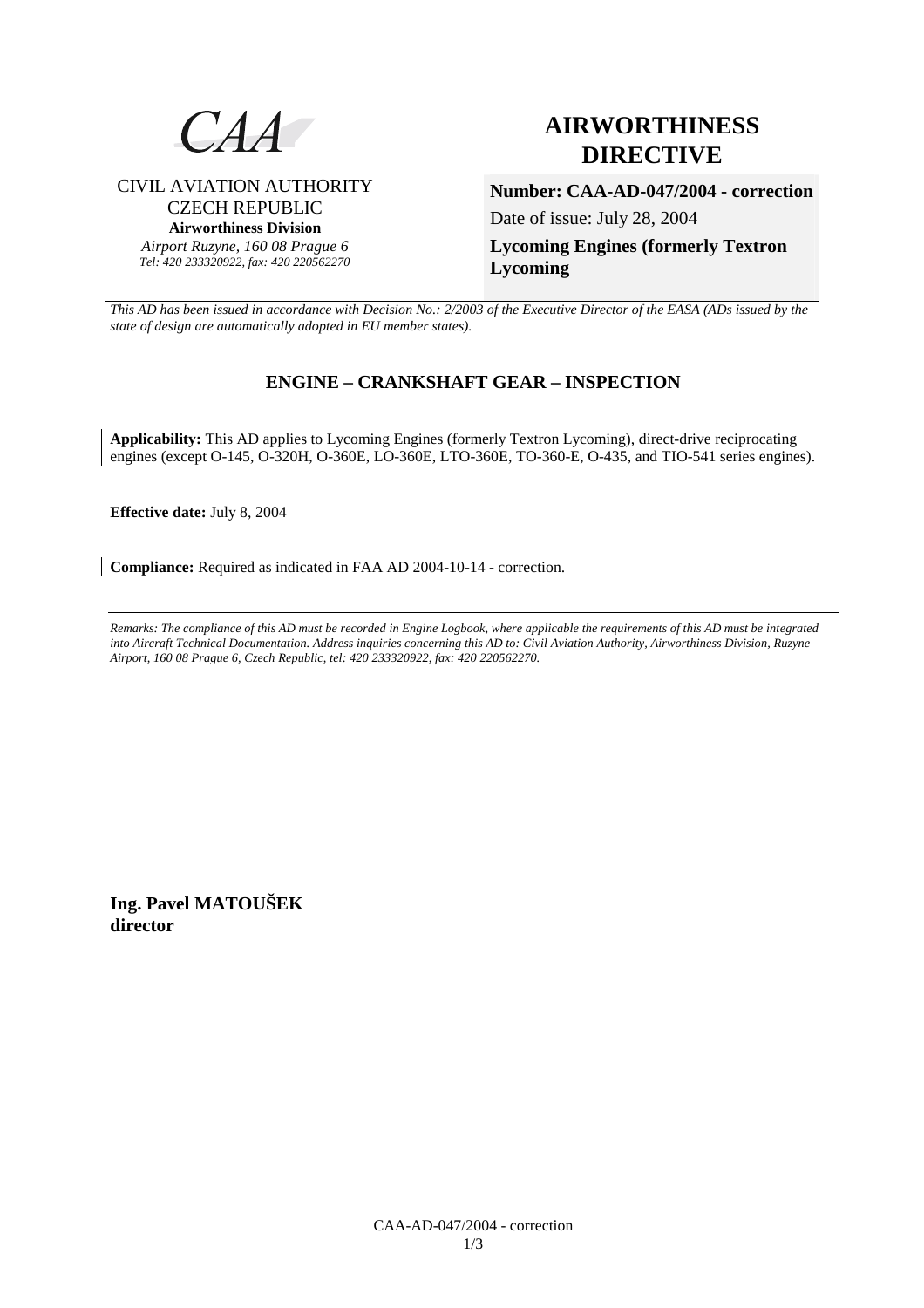CAA

CIVIL AVIATION AUTHORITY
CZECH REPUBLIC
**Airworthiness Division**
*Airport Ruzyne, 160 08 Prague 6*
*Tel: 420 233320922, fax: 420 220562270*

# AIRWORTHINESS DIRECTIVE

**Number: CAA-AD-047/2004 - correction**

Date of issue: July 28, 2004

**Lycoming Engines (formerly Textron Lycoming**

*This AD has been issued in accordance with Decision No.: 2/2003 of the Executive Director of the EASA (ADs issued by the state of design are automatically adopted in EU member states).*

## ENGINE – CRANKSHAFT GEAR – INSPECTION

**Applicability:** This AD applies to Lycoming Engines (formerly Textron Lycoming), direct-drive reciprocating engines (except O-145, O-320H, O-360E, LO-360E, LTO-360E, TO-360-E, O-435, and TIO-541 series engines).

**Effective date:** July 8, 2004

**Compliance:** Required as indicated in FAA AD 2004-10-14 - correction.

---

*Remarks: The compliance of this AD must be recorded in Engine Logbook, where applicable the requirements of this AD must be integrated into Aircraft Technical Documentation. Address inquiries concerning this AD to: Civil Aviation Authority, Airworthiness Division, Ruzyne Airport, 160 08 Prague 6, Czech Republic, tel: 420 233320922, fax: 420 220562270.*

**Ing. Pavel MATOUŠEK**
**director**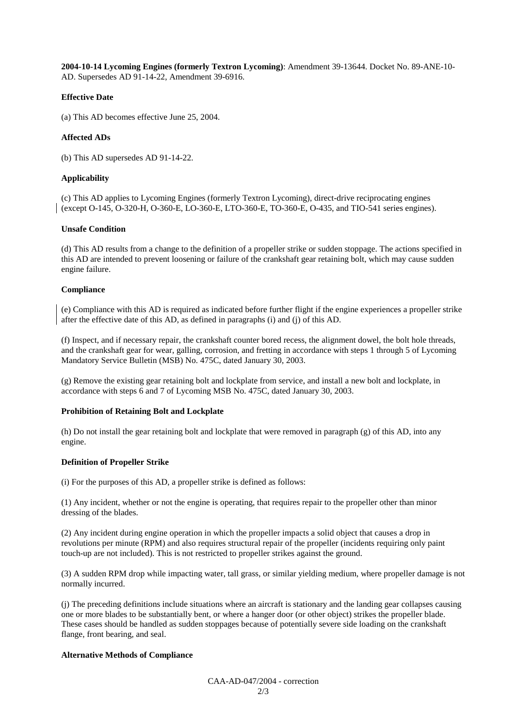**2004-10-14 Lycoming Engines (formerly Textron Lycoming)**: Amendment 39-13644. Docket No. 89-ANE-10-AD. Supersedes AD 91-14-22, Amendment 39-6916.

**Effective Date**

(a) This AD becomes effective June 25, 2004.

**Affected ADs**

(b) This AD supersedes AD 91-14-22.

**Applicability**

(c) This AD applies to Lycoming Engines (formerly Textron Lycoming), direct-drive reciprocating engines (except O-145, O-320-H, O-360-E, LO-360-E, LTO-360-E, TO-360-E, O-435, and TIO-541 series engines).

**Unsafe Condition**

(d) This AD results from a change to the definition of a propeller strike or sudden stoppage. The actions specified in this AD are intended to prevent loosening or failure of the crankshaft gear retaining bolt, which may cause sudden engine failure.

**Compliance**

(e) Compliance with this AD is required as indicated before further flight if the engine experiences a propeller strike after the effective date of this AD, as defined in paragraphs (i) and (j) of this AD.

(f) Inspect, and if necessary repair, the crankshaft counter bored recess, the alignment dowel, the bolt hole threads, and the crankshaft gear for wear, galling, corrosion, and fretting in accordance with steps 1 through 5 of Lycoming Mandatory Service Bulletin (MSB) No. 475C, dated January 30, 2003.

(g) Remove the existing gear retaining bolt and lockplate from service, and install a new bolt and lockplate, in accordance with steps 6 and 7 of Lycoming MSB No. 475C, dated January 30, 2003.

**Prohibition of Retaining Bolt and Lockplate**

(h) Do not install the gear retaining bolt and lockplate that were removed in paragraph (g) of this AD, into any engine.

**Definition of Propeller Strike**

(i) For the purposes of this AD, a propeller strike is defined as follows:

(1) Any incident, whether or not the engine is operating, that requires repair to the propeller other than minor dressing of the blades.

(2) Any incident during engine operation in which the propeller impacts a solid object that causes a drop in revolutions per minute (RPM) and also requires structural repair of the propeller (incidents requiring only paint touch-up are not included). This is not restricted to propeller strikes against the ground.

(3) A sudden RPM drop while impacting water, tall grass, or similar yielding medium, where propeller damage is not normally incurred.

(j) The preceding definitions include situations where an aircraft is stationary and the landing gear collapses causing one or more blades to be substantially bent, or where a hanger door (or other object) strikes the propeller blade. These cases should be handled as sudden stoppages because of potentially severe side loading on the crankshaft flange, front bearing, and seal.

**Alternative Methods of Compliance**

CAA-AD-047/2004 - correction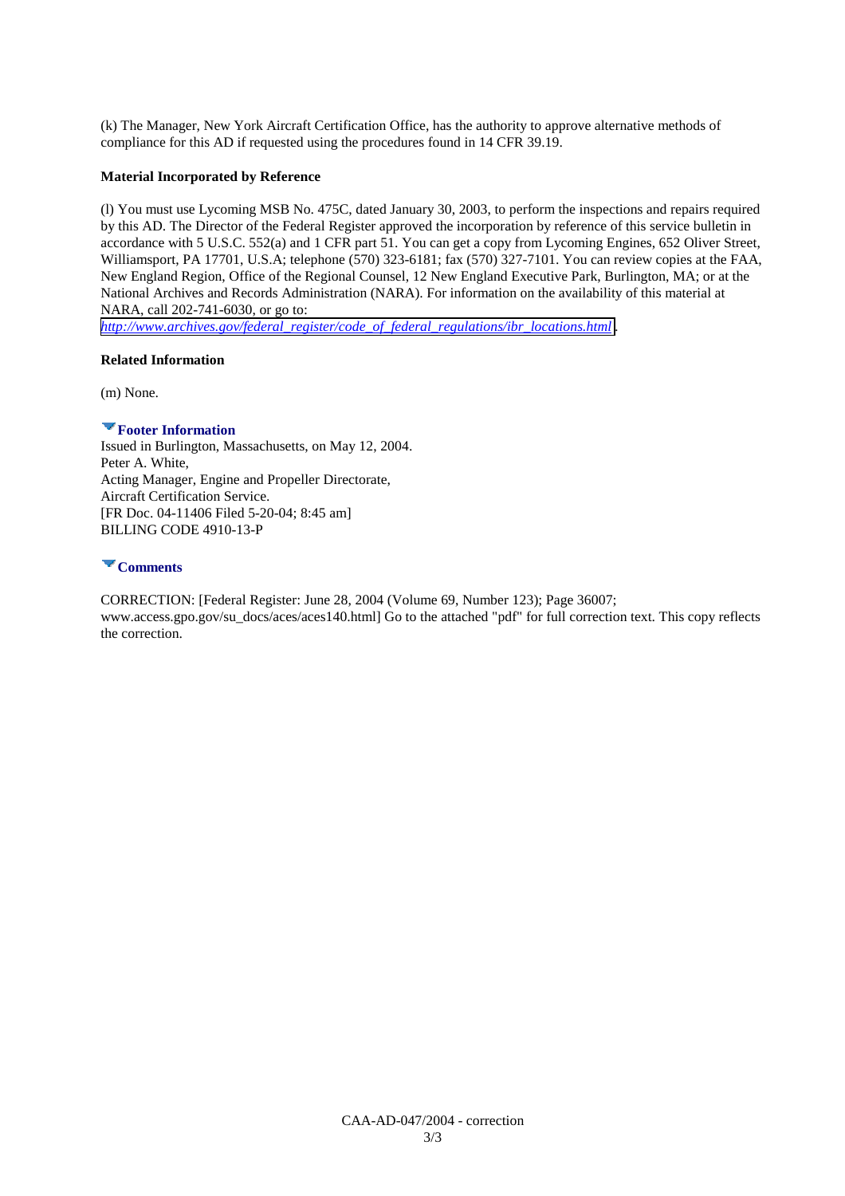(k) The Manager, New York Aircraft Certification Office, has the authority to approve alternative methods of compliance for this AD if requested using the procedures found in 14 CFR 39.19.

**Material Incorporated by Reference**

(l) You must use Lycoming MSB No. 475C, dated January 30, 2003, to perform the inspections and repairs required by this AD. The Director of the Federal Register approved the incorporation by reference of this service bulletin in accordance with 5 U.S.C. 552(a) and 1 CFR part 51. You can get a copy from Lycoming Engines, 652 Oliver Street, Williamsport, PA 17701, U.S.A; telephone (570) 323-6181; fax (570) 327-7101. You can review copies at the FAA, New England Region, Office of the Regional Counsel, 12 New England Executive Park, Burlington, MA; or at the National Archives and Records Administration (NARA). For information on the availability of this material at NARA, call 202-741-6030, or go to: *http://www.archives.gov/federal_register/code_of_federal_regulations/ibr_locations.html*.

**Related Information**

(m) None.

**Footer Information**

Issued in Burlington, Massachusetts, on May 12, 2004.
Peter A. White,
Acting Manager, Engine and Propeller Directorate,
Aircraft Certification Service.
[FR Doc. 04-11406 Filed 5-20-04; 8:45 am]
BILLING CODE 4910-13-P

**Comments**

CORRECTION: [Federal Register: June 28, 2004 (Volume 69, Number 123); Page 36007; www.access.gpo.gov/su_docs/aces/aces140.html] Go to the attached "pdf" for full correction text. This copy reflects the correction.